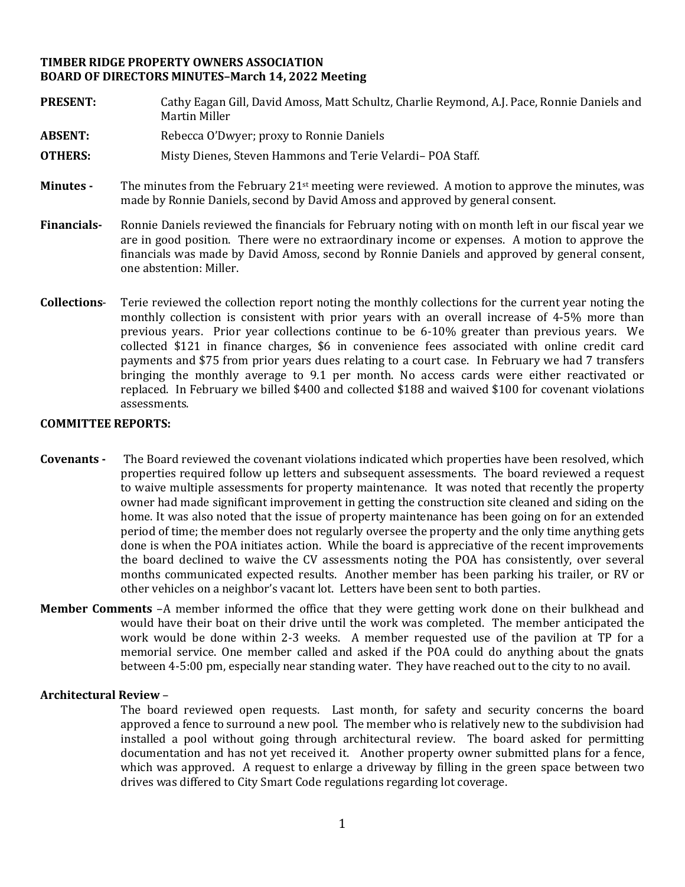**TIMBER RIDGE PROPERTY OWNERS ASSOCIATION**
**BOARD OF DIRECTORS MINUTES–March 14, 2022 Meeting**

**PRESENT:** Cathy Eagan Gill, David Amoss, Matt Schultz, Charlie Reymond, A.J. Pace, Ronnie Daniels and Martin Miller

**ABSENT:** Rebecca O'Dwyer; proxy to Ronnie Daniels

**OTHERS:** Misty Dienes, Steven Hammons and Terie Velardi– POA Staff.

**Minutes -** The minutes from the February 21st meeting were reviewed. A motion to approve the minutes, was made by Ronnie Daniels, second by David Amoss and approved by general consent.

**Financials-** Ronnie Daniels reviewed the financials for February noting with on month left in our fiscal year we are in good position. There were no extraordinary income or expenses. A motion to approve the financials was made by David Amoss, second by Ronnie Daniels and approved by general consent, one abstention: Miller.

**Collections**- Terie reviewed the collection report noting the monthly collections for the current year noting the monthly collection is consistent with prior years with an overall increase of 4-5% more than previous years. Prior year collections continue to be 6-10% greater than previous years. We collected $121 in finance charges, $6 in convenience fees associated with online credit card payments and $75 from prior years dues relating to a court case. In February we had 7 transfers bringing the monthly average to 9.1 per month. No access cards were either reactivated or replaced. In February we billed $400 and collected $188 and waived $100 for covenant violations assessments.

**COMMITTEE REPORTS:**

**Covenants -** The Board reviewed the covenant violations indicated which properties have been resolved, which properties required follow up letters and subsequent assessments. The board reviewed a request to waive multiple assessments for property maintenance. It was noted that recently the property owner had made significant improvement in getting the construction site cleaned and siding on the home. It was also noted that the issue of property maintenance has been going on for an extended period of time; the member does not regularly oversee the property and the only time anything gets done is when the POA initiates action. While the board is appreciative of the recent improvements the board declined to waive the CV assessments noting the POA has consistently, over several months communicated expected results. Another member has been parking his trailer, or RV or other vehicles on a neighbor's vacant lot. Letters have been sent to both parties.

**Member Comments** –A member informed the office that they were getting work done on their bulkhead and would have their boat on their drive until the work was completed. The member anticipated the work would be done within 2-3 weeks. A member requested use of the pavilion at TP for a memorial service. One member called and asked if the POA could do anything about the gnats between 4-5:00 pm, especially near standing water. They have reached out to the city to no avail.

**Architectural Review** –

The board reviewed open requests. Last month, for safety and security concerns the board approved a fence to surround a new pool. The member who is relatively new to the subdivision had installed a pool without going through architectural review. The board asked for permitting documentation and has not yet received it. Another property owner submitted plans for a fence, which was approved. A request to enlarge a driveway by filling in the green space between two drives was differed to City Smart Code regulations regarding lot coverage.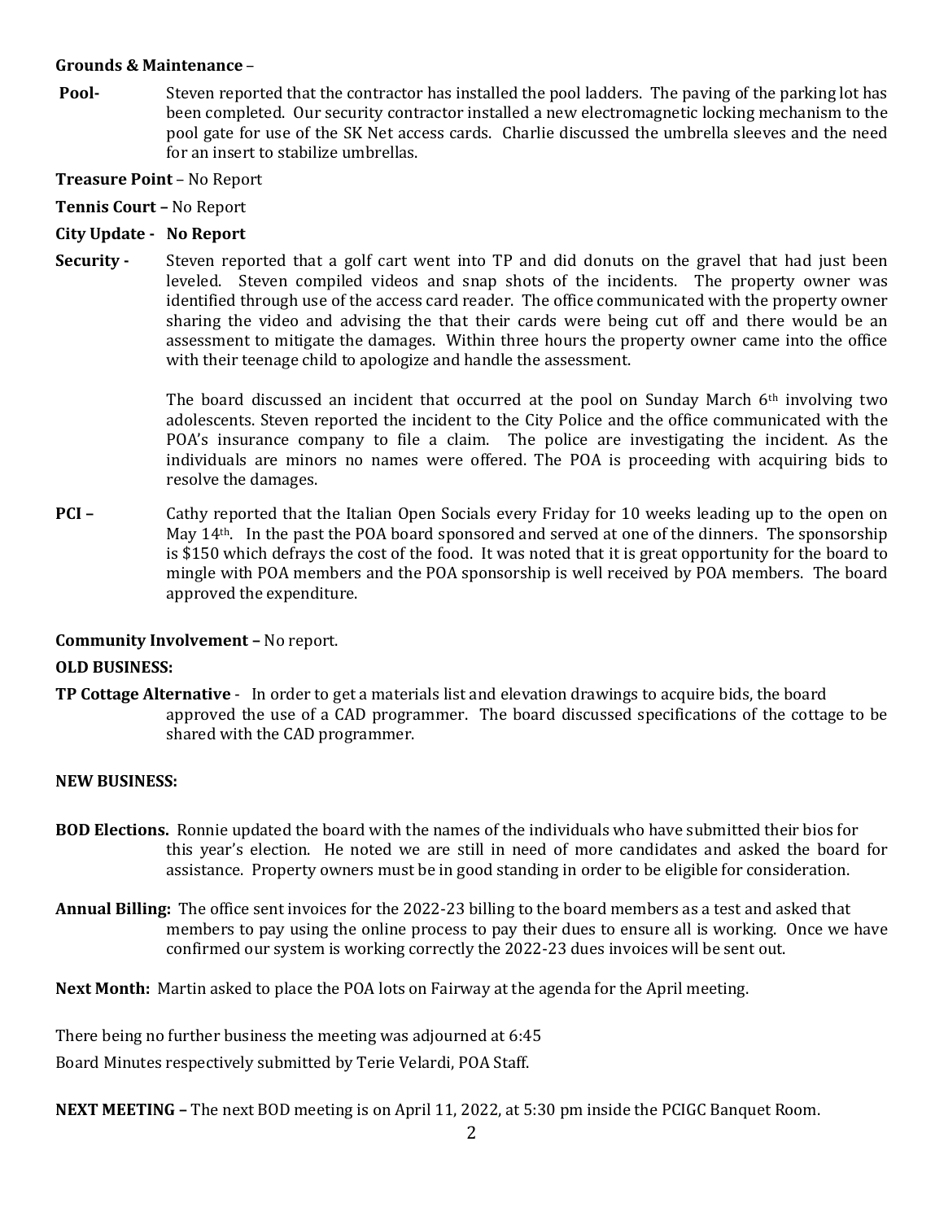**Grounds & Maintenance** –

**Pool-** Steven reported that the contractor has installed the pool ladders. The paving of the parking lot has been completed. Our security contractor installed a new electromagnetic locking mechanism to the pool gate for use of the SK Net access cards. Charlie discussed the umbrella sleeves and the need for an insert to stabilize umbrellas.

**Treasure Point** – No Report

**Tennis Court –** No Report

**City Update - No Report**

**Security -** Steven reported that a golf cart went into TP and did donuts on the gravel that had just been leveled. Steven compiled videos and snap shots of the incidents. The property owner was identified through use of the access card reader. The office communicated with the property owner sharing the video and advising the that their cards were being cut off and there would be an assessment to mitigate the damages. Within three hours the property owner came into the office with their teenage child to apologize and handle the assessment.

The board discussed an incident that occurred at the pool on Sunday March 6th involving two adolescents. Steven reported the incident to the City Police and the office communicated with the POA's insurance company to file a claim. The police are investigating the incident. As the individuals are minors no names were offered. The POA is proceeding with acquiring bids to resolve the damages.

**PCI –** Cathy reported that the Italian Open Socials every Friday for 10 weeks leading up to the open on May 14th. In the past the POA board sponsored and served at one of the dinners. The sponsorship is $150 which defrays the cost of the food. It was noted that it is great opportunity for the board to mingle with POA members and the POA sponsorship is well received by POA members. The board approved the expenditure.

**Community Involvement –** No report.

**OLD BUSINESS:**

**TP Cottage Alternative** - In order to get a materials list and elevation drawings to acquire bids, the board approved the use of a CAD programmer. The board discussed specifications of the cottage to be shared with the CAD programmer.

**NEW BUSINESS:**

**BOD Elections.** Ronnie updated the board with the names of the individuals who have submitted their bios for this year's election. He noted we are still in need of more candidates and asked the board for assistance. Property owners must be in good standing in order to be eligible for consideration.

**Annual Billing:** The office sent invoices for the 2022-23 billing to the board members as a test and asked that members to pay using the online process to pay their dues to ensure all is working. Once we have confirmed our system is working correctly the 2022-23 dues invoices will be sent out.

**Next Month:** Martin asked to place the POA lots on Fairway at the agenda for the April meeting.

There being no further business the meeting was adjourned at 6:45

Board Minutes respectively submitted by Terie Velardi, POA Staff.

**NEXT MEETING –** The next BOD meeting is on April 11, 2022, at 5:30 pm inside the PCIGC Banquet Room.